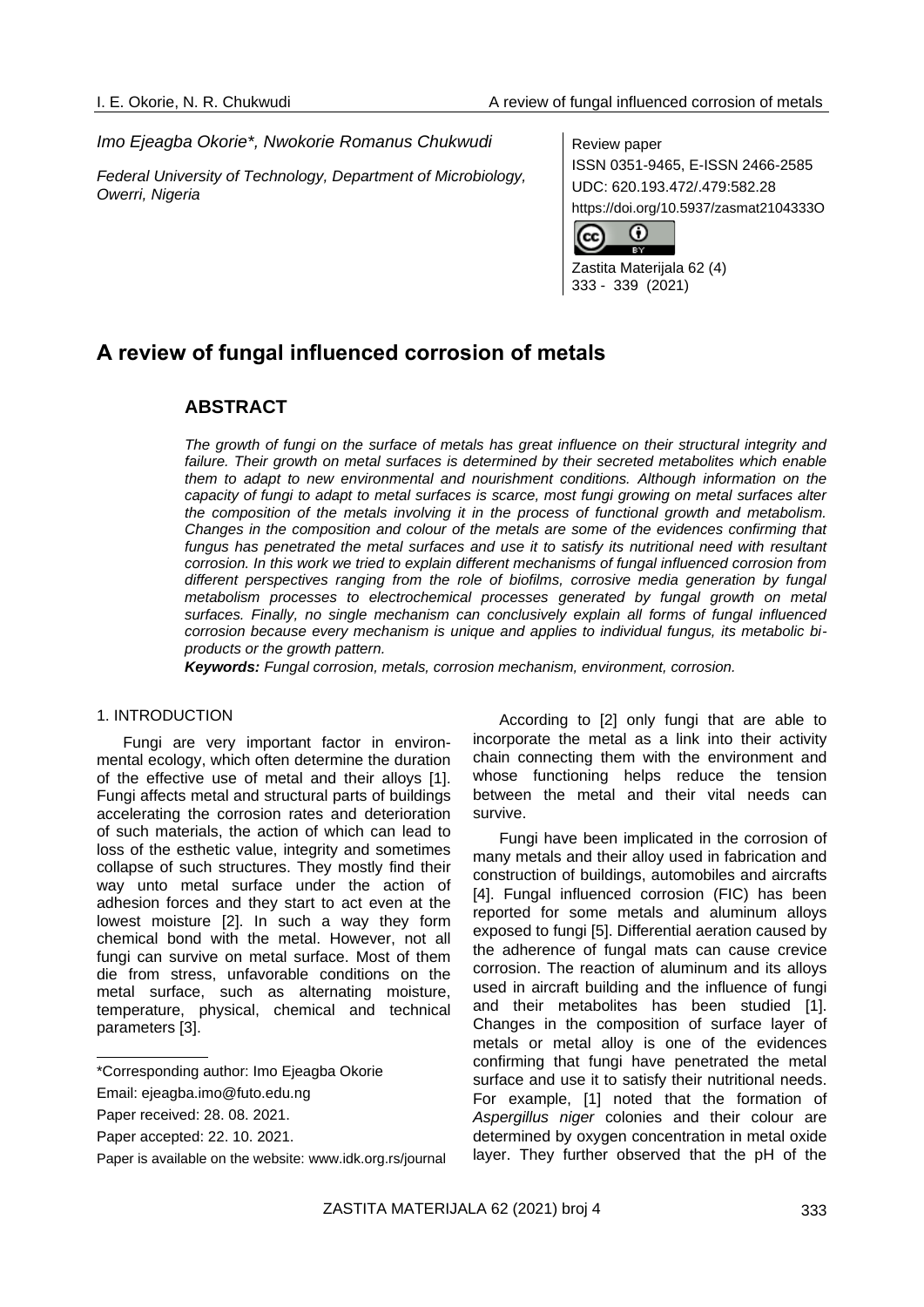*Imo Ejeagba Okorie\*, Nwokorie Romanus Chukwudi*

*Federal University of Technology, Department of Microbiology, Owerri, Nigeria*

Review paper
ISSN 0351-9465, E-ISSN 2466-2585
UDC: 620.193.472/.479:582.28
https://doi.org/10.5937/zasmat2104333O

Zastita Materijala 62 (4)
333 - 339 (2021)

# A review of fungal influenced corrosion of metals

## ABSTRACT

*The growth of fungi on the surface of metals has great influence on their structural integrity and failure. Their growth on metal surfaces is determined by their secreted metabolites which enable them to adapt to new environmental and nourishment conditions. Although information on the capacity of fungi to adapt to metal surfaces is scarce, most fungi growing on metal surfaces alter the composition of the metals involving it in the process of functional growth and metabolism. Changes in the composition and colour of the metals are some of the evidences confirming that fungus has penetrated the metal surfaces and use it to satisfy its nutritional need with resultant corrosion. In this work we tried to explain different mechanisms of fungal influenced corrosion from different perspectives ranging from the role of biofilms, corrosive media generation by fungal metabolism processes to electrochemical processes generated by fungal growth on metal surfaces. Finally, no single mechanism can conclusively explain all forms of fungal influenced corrosion because every mechanism is unique and applies to individual fungus, its metabolic bi-products or the growth pattern.*

***Keywords:*** *Fungal corrosion, metals, corrosion mechanism, environment, corrosion.*

## 1. INTRODUCTION

Fungi are very important factor in environmental ecology, which often determine the duration of the effective use of metal and their alloys [1]. Fungi affects metal and structural parts of buildings accelerating the corrosion rates and deterioration of such materials, the action of which can lead to loss of the esthetic value, integrity and sometimes collapse of such structures. They mostly find their way unto metal surface under the action of adhesion forces and they start to act even at the lowest moisture [2]. In such a way they form chemical bond with the metal. However, not all fungi can survive on metal surface. Most of them die from stress, unfavorable conditions on the metal surface, such as alternating moisture, temperature, physical, chemical and technical parameters [3].

According to [2] only fungi that are able to incorporate the metal as a link into their activity chain connecting them with the environment and whose functioning helps reduce the tension between the metal and their vital needs can survive.

Fungi have been implicated in the corrosion of many metals and their alloy used in fabrication and construction of buildings, automobiles and aircrafts [4]. Fungal influenced corrosion (FIC) has been reported for some metals and aluminum alloys exposed to fungi [5]. Differential aeration caused by the adherence of fungal mats can cause crevice corrosion. The reaction of aluminum and its alloys used in aircraft building and the influence of fungi and their metabolites has been studied [1]. Changes in the composition of surface layer of metals or metal alloy is one of the evidences confirming that fungi have penetrated the metal surface and use it to satisfy their nutritional needs. For example, [1] noted that the formation of *Aspergillus niger* colonies and their colour are determined by oxygen concentration in metal oxide layer. They further observed that the pH of the

\*Corresponding author: Imo Ejeagba Okorie

Email: ejeagba.imo@futo.edu.ng

Paper received: 28. 08. 2021.

Paper accepted: 22. 10. 2021.

Paper is available on the website: www.idk.org.rs/journal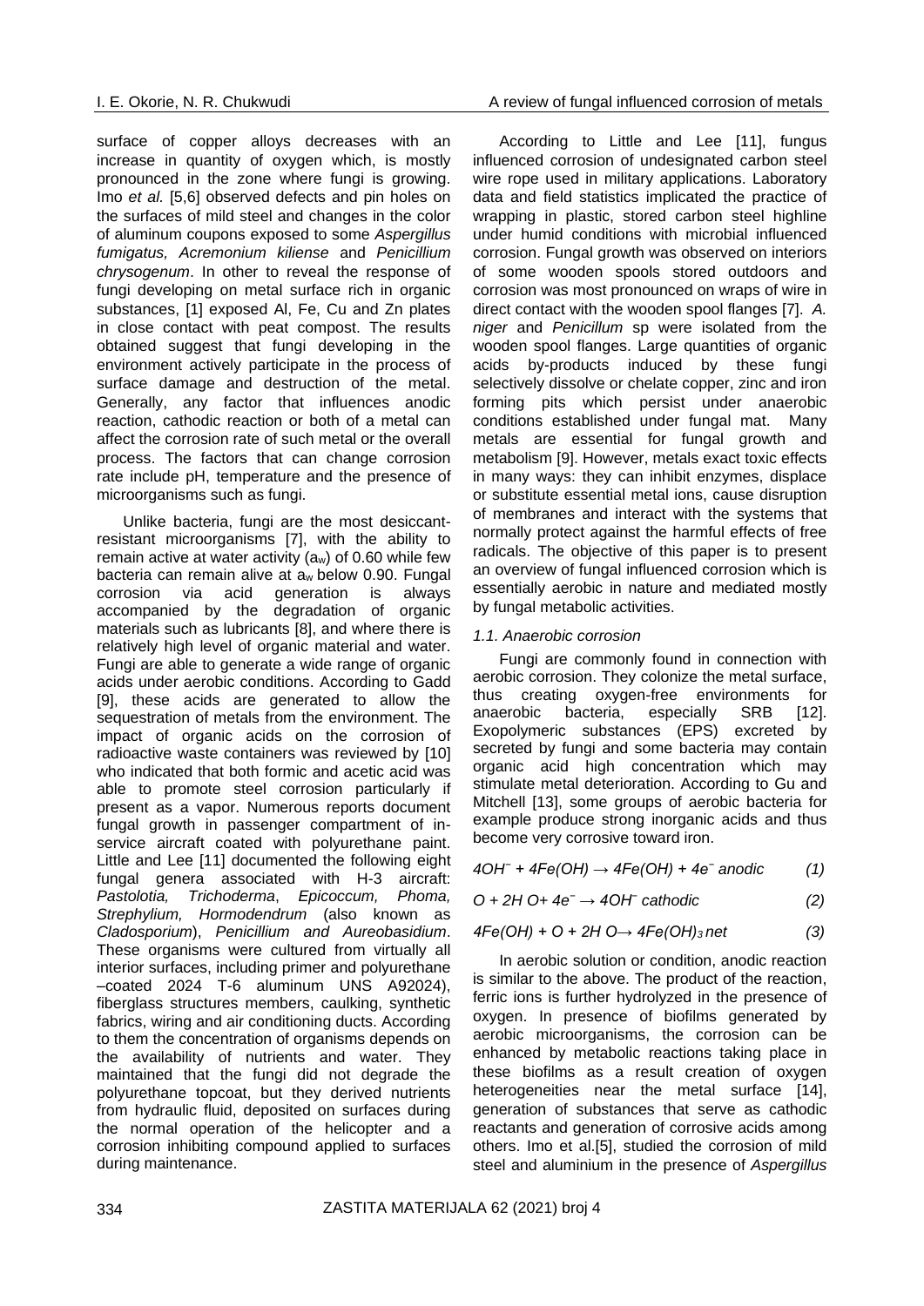surface of copper alloys decreases with an increase in quantity of oxygen which, is mostly pronounced in the zone where fungi is growing. Imo *et al.* [5,6] observed defects and pin holes on the surfaces of mild steel and changes in the color of aluminum coupons exposed to some *Aspergillus fumigatus, Acremonium kiliense* and *Penicillium chrysogenum*. In other to reveal the response of fungi developing on metal surface rich in organic substances, [1] exposed Al, Fe, Cu and Zn plates in close contact with peat compost. The results obtained suggest that fungi developing in the environment actively participate in the process of surface damage and destruction of the metal. Generally, any factor that influences anodic reaction, cathodic reaction or both of a metal can affect the corrosion rate of such metal or the overall process. The factors that can change corrosion rate include pH, temperature and the presence of microorganisms such as fungi.

Unlike bacteria, fungi are the most desiccant-resistant microorganisms [7], with the ability to remain active at water activity ($a_w$) of 0.60 while few bacteria can remain alive at $a_w$ below 0.90. Fungal corrosion via acid generation is always accompanied by the degradation of organic materials such as lubricants [8], and where there is relatively high level of organic material and water. Fungi are able to generate a wide range of organic acids under aerobic conditions. According to Gadd [9], these acids are generated to allow the sequestration of metals from the environment. The impact of organic acids on the corrosion of radioactive waste containers was reviewed by [10] who indicated that both formic and acetic acid was able to promote steel corrosion particularly if present as a vapor. Numerous reports document fungal growth in passenger compartment of in-service aircraft coated with polyurethane paint. Little and Lee [11] documented the following eight fungal genera associated with H-3 aircraft: *Pastolotia, Trichoderma*, *Epicoccum, Phoma, Strephylium, Hormodendrum* (also known as *Cladosporium*), *Penicillium and Aureobasidium*. These organisms were cultured from virtually all interior surfaces, including primer and polyurethane –coated 2024 T-6 aluminum UNS A92024), fiberglass structures members, caulking, synthetic fabrics, wiring and air conditioning ducts. According to them the concentration of organisms depends on the availability of nutrients and water. They maintained that the fungi did not degrade the polyurethane topcoat, but they derived nutrients from hydraulic fluid, deposited on surfaces during the normal operation of the helicopter and a corrosion inhibiting compound applied to surfaces during maintenance.

According to Little and Lee [11], fungus influenced corrosion of undesignated carbon steel wire rope used in military applications. Laboratory data and field statistics implicated the practice of wrapping in plastic, stored carbon steel highline under humid conditions with microbial influenced corrosion. Fungal growth was observed on interiors of some wooden spools stored outdoors and corrosion was most pronounced on wraps of wire in direct contact with the wooden spool flanges [7]. *A. niger* and *Penicillum* sp were isolated from the wooden spool flanges. Large quantities of organic acids by-products induced by these fungi selectively dissolve or chelate copper, zinc and iron forming pits which persist under anaerobic conditions established under fungal mat. Many metals are essential for fungal growth and metabolism [9]. However, metals exact toxic effects in many ways: they can inhibit enzymes, displace or substitute essential metal ions, cause disruption of membranes and interact with the systems that normally protect against the harmful effects of free radicals. The objective of this paper is to present an overview of fungal influenced corrosion which is essentially aerobic in nature and mediated mostly by fungal metabolic activities.

### *1.1. Anaerobic corrosion*

Fungi are commonly found in connection with aerobic corrosion. They colonize the metal surface, thus creating oxygen-free environments for anaerobic bacteria, especially SRB [12]. Exopolymeric substances (EPS) excreted by secreted by fungi and some bacteria may contain organic acid high concentration which may stimulate metal deterioration. According to Gu and Mitchell [13], some groups of aerobic bacteria for example produce strong inorganic acids and thus become very corrosive toward iron.

$$4OH^{-} + 4Fe(OH) \rightarrow 4Fe(OH) + 4e^{-} \text{ anodic} \quad (1)$$

$$O + 2H\,O + 4e^{-} \rightarrow 4OH^{-} \text{ cathodic} \quad (2)$$

$$4Fe(OH) + O + 2H\,O \rightarrow 4Fe(OH)_3 \text{ net} \quad (3)$$

In aerobic solution or condition, anodic reaction is similar to the above. The product of the reaction, ferric ions is further hydrolyzed in the presence of oxygen. In presence of biofilms generated by aerobic microorganisms, the corrosion can be enhanced by metabolic reactions taking place in these biofilms as a result creation of oxygen heterogeneities near the metal surface [14], generation of substances that serve as cathodic reactants and generation of corrosive acids among others. Imo et al.[5], studied the corrosion of mild steel and aluminium in the presence of *Aspergillus*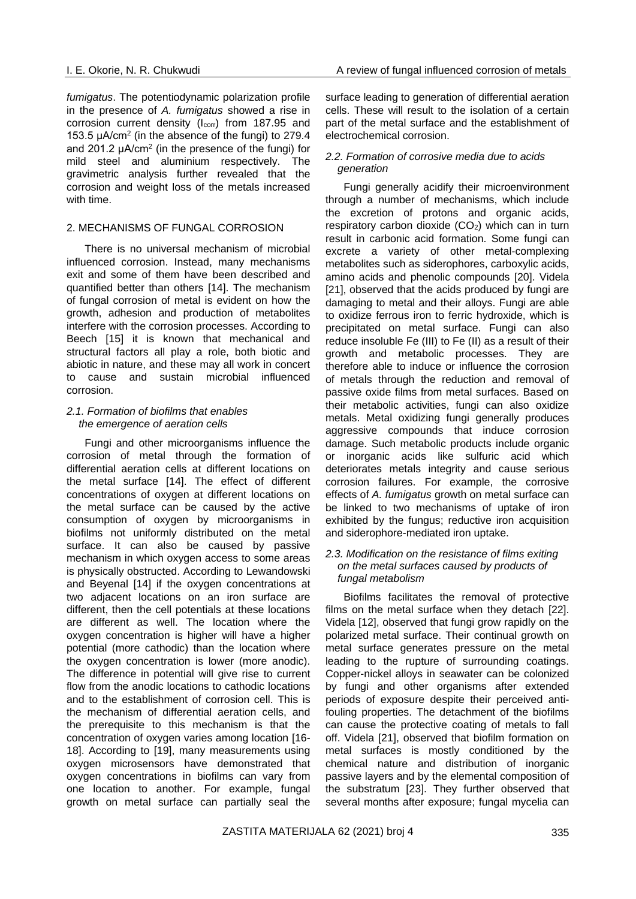*fumigatus*. The potentiodynamic polarization profile in the presence of *A. fumigatus* showed a rise in corrosion current density ($I_{corr}$) from 187.95 and 153.5 μA/cm$^2$ (in the absence of the fungi) to 279.4 and 201.2 μA/cm$^2$ (in the presence of the fungi) for mild steel and aluminium respectively. The gravimetric analysis further revealed that the corrosion and weight loss of the metals increased with time.

## 2. MECHANISMS OF FUNGAL CORROSION

There is no universal mechanism of microbial influenced corrosion. Instead, many mechanisms exit and some of them have been described and quantified better than others [14]. The mechanism of fungal corrosion of metal is evident on how the growth, adhesion and production of metabolites interfere with the corrosion processes. According to Beech [15] it is known that mechanical and structural factors all play a role, both biotic and abiotic in nature, and these may all work in concert to cause and sustain microbial influenced corrosion.

### *2.1. Formation of biofilms that enables the emergence of aeration cells*

Fungi and other microorganisms influence the corrosion of metal through the formation of differential aeration cells at different locations on the metal surface [14]. The effect of different concentrations of oxygen at different locations on the metal surface can be caused by the active consumption of oxygen by microorganisms in biofilms not uniformly distributed on the metal surface. It can also be caused by passive mechanism in which oxygen access to some areas is physically obstructed. According to Lewandowski and Beyenal [14] if the oxygen concentrations at two adjacent locations on an iron surface are different, then the cell potentials at these locations are different as well. The location where the oxygen concentration is higher will have a higher potential (more cathodic) than the location where the oxygen concentration is lower (more anodic). The difference in potential will give rise to current flow from the anodic locations to cathodic locations and to the establishment of corrosion cell. This is the mechanism of differential aeration cells, and the prerequisite to this mechanism is that the concentration of oxygen varies among location [16-18]. According to [19], many measurements using oxygen microsensors have demonstrated that oxygen concentrations in biofilms can vary from one location to another. For example, fungal growth on metal surface can partially seal the surface leading to generation of differential aeration cells. These will result to the isolation of a certain part of the metal surface and the establishment of electrochemical corrosion.

### *2.2. Formation of corrosive media due to acids generation*

Fungi generally acidify their microenvironment through a number of mechanisms, which include the excretion of protons and organic acids, respiratory carbon dioxide ($CO_2$) which can in turn result in carbonic acid formation. Some fungi can excrete a variety of other metal-complexing metabolites such as siderophores, carboxylic acids, amino acids and phenolic compounds [20]. Videla [21], observed that the acids produced by fungi are damaging to metal and their alloys. Fungi are able to oxidize ferrous iron to ferric hydroxide, which is precipitated on metal surface. Fungi can also reduce insoluble Fe (III) to Fe (II) as a result of their growth and metabolic processes. They are therefore able to induce or influence the corrosion of metals through the reduction and removal of passive oxide films from metal surfaces. Based on their metabolic activities, fungi can also oxidize metals. Metal oxidizing fungi generally produces aggressive compounds that induce corrosion damage. Such metabolic products include organic or inorganic acids like sulfuric acid which deteriorates metals integrity and cause serious corrosion failures. For example, the corrosive effects of *A. fumigatus* growth on metal surface can be linked to two mechanisms of uptake of iron exhibited by the fungus; reductive iron acquisition and siderophore-mediated iron uptake.

### *2.3. Modification on the resistance of films exiting on the metal surfaces caused by products of fungal metabolism*

Biofilms facilitates the removal of protective films on the metal surface when they detach [22]. Videla [12], observed that fungi grow rapidly on the polarized metal surface. Their continual growth on metal surface generates pressure on the metal leading to the rupture of surrounding coatings. Copper-nickel alloys in seawater can be colonized by fungi and other organisms after extended periods of exposure despite their perceived anti-fouling properties. The detachment of the biofilms can cause the protective coating of metals to fall off. Videla [21], observed that biofilm formation on metal surfaces is mostly conditioned by the chemical nature and distribution of inorganic passive layers and by the elemental composition of the substratum [23]. They further observed that several months after exposure; fungal mycelia can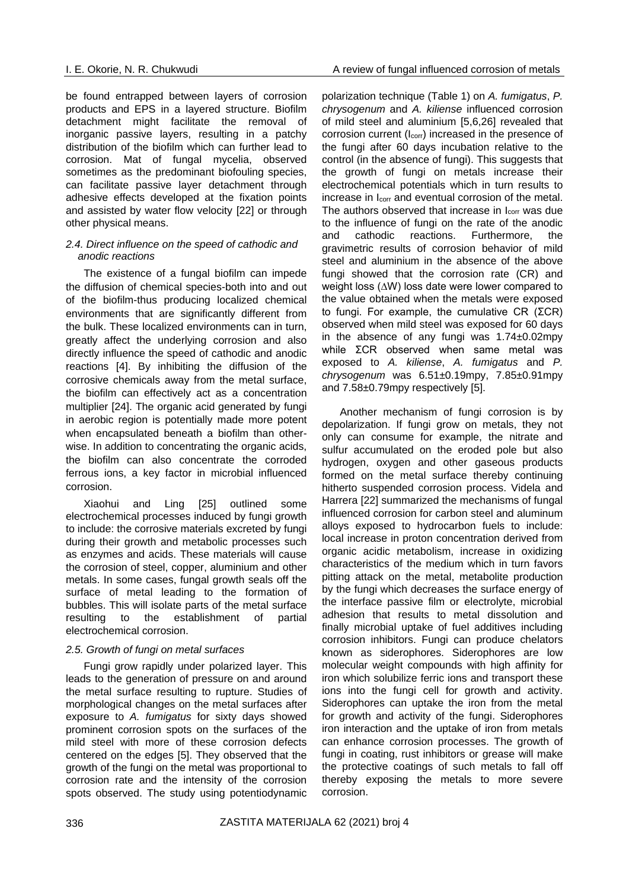be found entrapped between layers of corrosion products and EPS in a layered structure. Biofilm detachment might facilitate the removal of inorganic passive layers, resulting in a patchy distribution of the biofilm which can further lead to corrosion. Mat of fungal mycelia, observed sometimes as the predominant biofouling species, can facilitate passive layer detachment through adhesive effects developed at the fixation points and assisted by water flow velocity [22] or through other physical means.

### *2.4. Direct influence on the speed of cathodic and anodic reactions*

The existence of a fungal biofilm can impede the diffusion of chemical species-both into and out of the biofilm-thus producing localized chemical environments that are significantly different from the bulk. These localized environments can in turn, greatly affect the underlying corrosion and also directly influence the speed of cathodic and anodic reactions [4]. By inhibiting the diffusion of the corrosive chemicals away from the metal surface, the biofilm can effectively act as a concentration multiplier [24]. The organic acid generated by fungi in aerobic region is potentially made more potent when encapsulated beneath a biofilm than otherwise. In addition to concentrating the organic acids, the biofilm can also concentrate the corroded ferrous ions, a key factor in microbial influenced corrosion.

Xiaohui and Ling [25] outlined some electrochemical processes induced by fungi growth to include: the corrosive materials excreted by fungi during their growth and metabolic processes such as enzymes and acids. These materials will cause the corrosion of steel, copper, aluminium and other metals. In some cases, fungal growth seals off the surface of metal leading to the formation of bubbles. This will isolate parts of the metal surface resulting to the establishment of partial electrochemical corrosion.

### *2.5. Growth of fungi on metal surfaces*

Fungi grow rapidly under polarized layer. This leads to the generation of pressure on and around the metal surface resulting to rupture. Studies of morphological changes on the metal surfaces after exposure to *A. fumigatus* for sixty days showed prominent corrosion spots on the surfaces of the mild steel with more of these corrosion defects centered on the edges [5]. They observed that the growth of the fungi on the metal was proportional to corrosion rate and the intensity of the corrosion spots observed. The study using potentiodynamic polarization technique (Table 1) on *A. fumigatus*, *P. chrysogenum* and *A. kiliense* influenced corrosion of mild steel and aluminium [5,6,26] revealed that corrosion current ($I_{corr}$) increased in the presence of the fungi after 60 days incubation relative to the control (in the absence of fungi). This suggests that the growth of fungi on metals increase their electrochemical potentials which in turn results to increase in $I_{corr}$ and eventual corrosion of the metal. The authors observed that increase in $I_{corr}$ was due to the influence of fungi on the rate of the anodic and cathodic reactions. Furthermore, the gravimetric results of corrosion behavior of mild steel and aluminium in the absence of the above fungi showed that the corrosion rate (CR) and weight loss ($\Delta W$) loss date were lower compared to the value obtained when the metals were exposed to fungi. For example, the cumulative CR ($\Sigma CR$) observed when mild steel was exposed for 60 days in the absence of any fungi was 1.74±0.02mpy while $\Sigma CR$ observed when same metal was exposed to *A. kiliense*, *A. fumigatus* and *P. chrysogenum* was 6.51±0.19mpy, 7.85±0.91mpy and 7.58±0.79mpy respectively [5].

Another mechanism of fungi corrosion is by depolarization. If fungi grow on metals, they not only can consume for example, the nitrate and sulfur accumulated on the eroded pole but also hydrogen, oxygen and other gaseous products formed on the metal surface thereby continuing hitherto suspended corrosion process. Videla and Harrera [22] summarized the mechanisms of fungal influenced corrosion for carbon steel and aluminum alloys exposed to hydrocarbon fuels to include: local increase in proton concentration derived from organic acidic metabolism, increase in oxidizing characteristics of the medium which in turn favors pitting attack on the metal, metabolite production by the fungi which decreases the surface energy of the interface passive film or electrolyte, microbial adhesion that results to metal dissolution and finally microbial uptake of fuel additives including corrosion inhibitors. Fungi can produce chelators known as siderophores. Siderophores are low molecular weight compounds with high affinity for iron which solubilize ferric ions and transport these ions into the fungi cell for growth and activity. Siderophores can uptake the iron from the metal for growth and activity of the fungi. Siderophores iron interaction and the uptake of iron from metals can enhance corrosion processes. The growth of fungi in coating, rust inhibitors or grease will make the protective coatings of such metals to fall off thereby exposing the metals to more severe corrosion.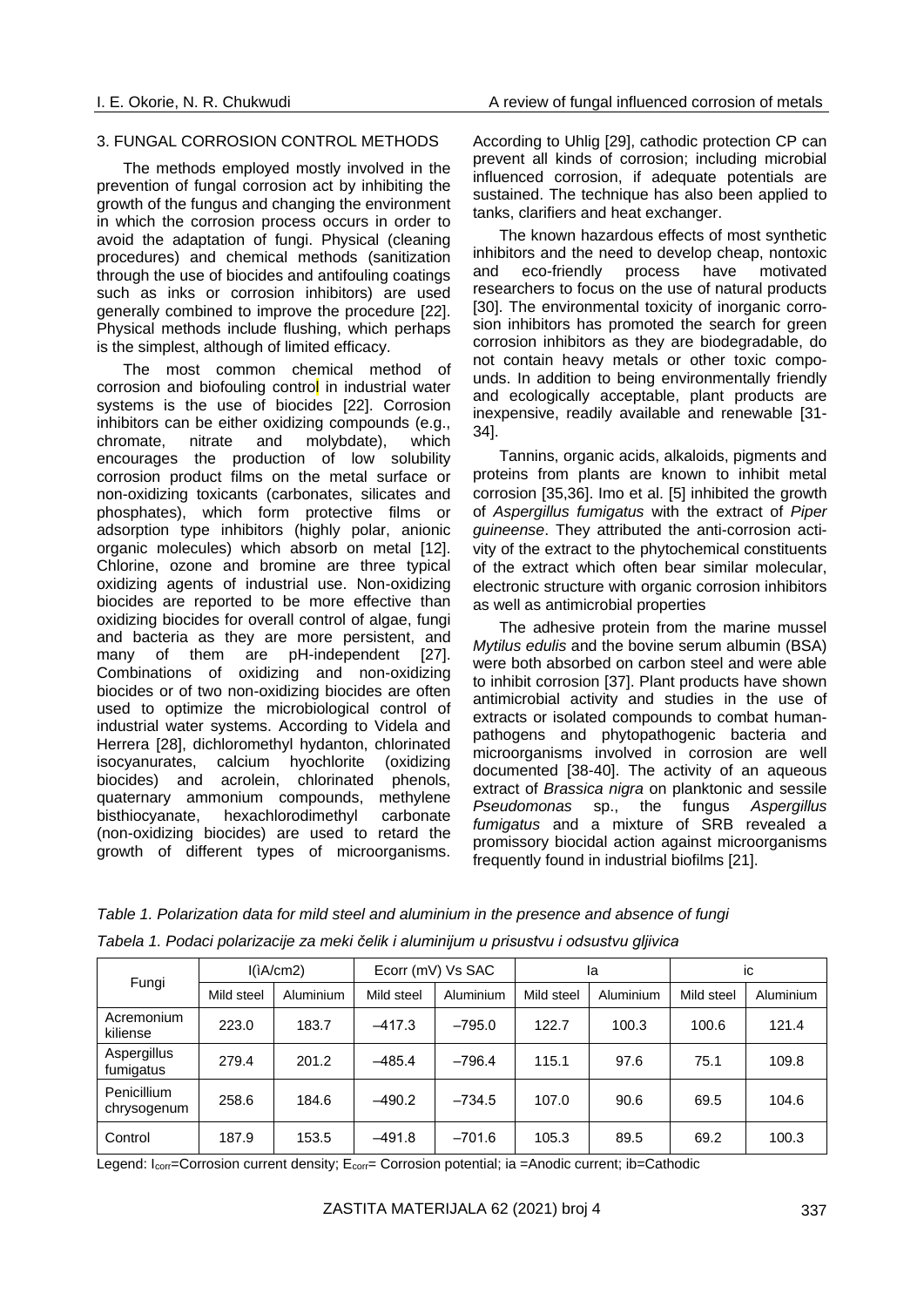## 3. FUNGAL CORROSION CONTROL METHODS

The methods employed mostly involved in the prevention of fungal corrosion act by inhibiting the growth of the fungus and changing the environment in which the corrosion process occurs in order to avoid the adaptation of fungi. Physical (cleaning procedures) and chemical methods (sanitization through the use of biocides and antifouling coatings such as inks or corrosion inhibitors) are used generally combined to improve the procedure [22]. Physical methods include flushing, which perhaps is the simplest, although of limited efficacy.

The most common chemical method of corrosion and biofouling control in industrial water systems is the use of biocides [22]. Corrosion inhibitors can be either oxidizing compounds (e.g., chromate, nitrate and molybdate), which encourages the production of low solubility corrosion product films on the metal surface or non-oxidizing toxicants (carbonates, silicates and phosphates), which form protective films or adsorption type inhibitors (highly polar, anionic organic molecules) which absorb on metal [12]. Chlorine, ozone and bromine are three typical oxidizing agents of industrial use. Non-oxidizing biocides are reported to be more effective than oxidizing biocides for overall control of algae, fungi and bacteria as they are more persistent, and many of them are pH-independent [27]. Combinations of oxidizing and non-oxidizing biocides or of two non-oxidizing biocides are often used to optimize the microbiological control of industrial water systems. According to Videla and Herrera [28], dichloromethyl hydanton, chlorinated isocyanurates, calcium hyochlorite (oxidizing biocides) and acrolein, chlorinated phenols, quaternary ammonium compounds, methylene bisthiocyanate, hexachlorodimethyl carbonate (non-oxidizing biocides) are used to retard the growth of different types of microorganisms. According to Uhlig [29], cathodic protection CP can prevent all kinds of corrosion; including microbial influenced corrosion, if adequate potentials are sustained. The technique has also been applied to tanks, clarifiers and heat exchanger.

The known hazardous effects of most synthetic inhibitors and the need to develop cheap, nontoxic and eco-friendly process have motivated researchers to focus on the use of natural products [30]. The environmental toxicity of inorganic corrosion inhibitors has promoted the search for green corrosion inhibitors as they are biodegradable, do not contain heavy metals or other toxic compounds. In addition to being environmentally friendly and ecologically acceptable, plant products are inexpensive, readily available and renewable [31-34].

Tannins, organic acids, alkaloids, pigments and proteins from plants are known to inhibit metal corrosion [35,36]. Imo et al. [5] inhibited the growth of *Aspergillus fumigatus* with the extract of *Piper guineense*. They attributed the anti-corrosion activity of the extract to the phytochemical constituents of the extract which often bear similar molecular, electronic structure with organic corrosion inhibitors as well as antimicrobial properties

The adhesive protein from the marine mussel *Mytilus edulis* and the bovine serum albumin (BSA) were both absorbed on carbon steel and were able to inhibit corrosion [37]. Plant products have shown antimicrobial activity and studies in the use of extracts or isolated compounds to combat human-pathogens and phytopathogenic bacteria and microorganisms involved in corrosion are well documented [38-40]. The activity of an aqueous extract of *Brassica nigra* on planktonic and sessile *Pseudomonas* sp., the fungus *Aspergillus fumigatus* and a mixture of SRB revealed a promissory biocidal action against microorganisms frequently found in industrial biofilms [21].

*Table 1. Polarization data for mild steel and aluminium in the presence and absence of fungi*

*Tabela 1. Podaci polarizacije za meki čelik i aluminijum u prisustvu i odsustvu gljivica*

| Fungi | I(ìA/cm2) | | Ecorr (mV) Vs SAC | | Ia | | ic | |
|---|---|---|---|---|---|---|---|---|
| | Mild steel | Aluminium | Mild steel | Aluminium | Mild steel | Aluminium | Mild steel | Aluminium |
| Acremonium kiliense | 223.0 | 183.7 | –417.3 | –795.0 | 122.7 | 100.3 | 100.6 | 121.4 |
| Aspergillus fumigatus | 279.4 | 201.2 | –485.4 | –796.4 | 115.1 | 97.6 | 75.1 | 109.8 |
| Penicillium chrysogenum | 258.6 | 184.6 | –490.2 | –734.5 | 107.0 | 90.6 | 69.5 | 104.6 |
| Control | 187.9 | 153.5 | –491.8 | –701.6 | 105.3 | 89.5 | 69.2 | 100.3 |

Legend: $I_{corr}$=Corrosion current density; $E_{corr}$= Corrosion potential; ia =Anodic current; ib=Cathodic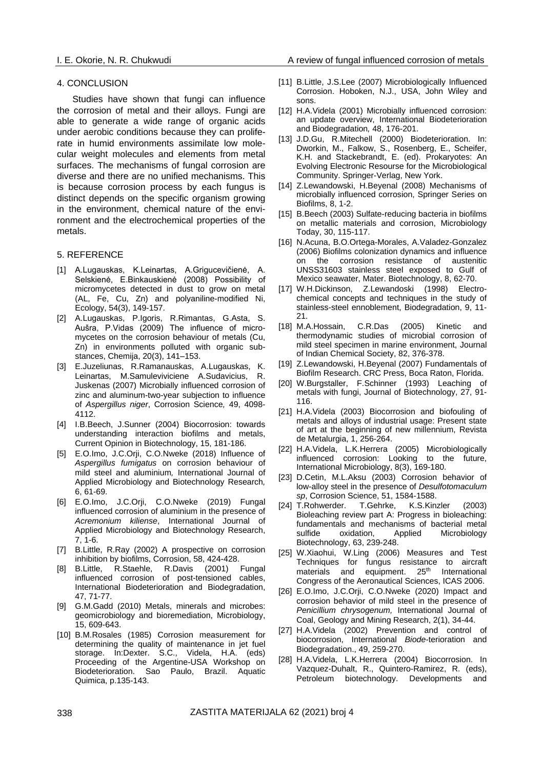## 4. CONCLUSION

Studies have shown that fungi can influence the corrosion of metal and their alloys. Fungi are able to generate a wide range of organic acids under aerobic conditions because they can proliferate in humid environments assimilate low molecular weight molecules and elements from metal surfaces. The mechanisms of fungal corrosion are diverse and there are no unified mechanisms. This is because corrosion process by each fungus is distinct depends on the specific organism growing in the environment, chemical nature of the environment and the electrochemical properties of the metals.

## 5. REFERENCE

[1] A.Lugauskas, K.Leinartas, A.Grigucevičienė, A. Selskienė, E.Binkauskienė (2008) Possibility of micromycetes detected in dust to grow on metal (AL, Fe, Cu, Zn) and polyaniline-modified Ni, Ecology, 54(3), 149-157.

[2] A.Lugauskas, P.Igoris, R.Rimantas, G.Asta, S. Aušra, P.Vidas (2009) The influence of micromycetes on the corrosion behaviour of metals (Cu, Zn) in environments polluted with organic substances, Chemija, 20(3), 141–153.

[3] E.Juzeliunas, R.Ramanauskas, A.Lugauskas, K. Leinartas, M.Samuleviviciene A.Sudavicius, R. Juskenas (2007) Microbially influenced corrosion of zinc and aluminum-two-year subjection to influence of *Aspergillus niger*, Corrosion Science*,* 49, 4098-4112.

[4] I.B.Beech, J.Sunner (2004) Biocorrosion: towards understanding interaction biofilms and metals, Current Opinion in Biotechnology, 15, 181-186.

[5] E.O.Imo, J.C.Orji, C.O.Nweke (2018) Influence of *Aspergillus fumigatus* on corrosion behaviour of mild steel and aluminium*,* International Journal of Applied Microbiology and Biotechnology Research*,* 6, 61-69.

[6] E.O.Imo, J.C.Orji, C.O.Nweke (2019) Fungal influenced corrosion of aluminium in the presence of *Acremonium kiliense*, International Journal of Applied Microbiology and Biotechnology Research, 7, 1-6.

[7] B.Little, R.Ray (2002) A prospective on corrosion inhibition by biofilms, Corrosion, 58, 424-428.

[8] B.Little, R.Staehle, R.Davis (2001) Fungal influenced corrosion of post-tensioned cables, International Biodeterioration and Biodegradation, 47, 71-77.

[9] G.M.Gadd (2010) Metals, minerals and microbes: geomicrobiology and bioremediation, Microbiology, 15, 609-643.

[10] B.M.Rosales (1985) Corrosion measurement for determining the quality of maintenance in jet fuel storage. In:Dexter. S.C., Videla, H.A. (eds) Proceeding of the Argentine-USA Workshop on Biodeterioration. Sao Paulo, Brazil. Aquatic Quimica, p.135-143.

[11] B.Little, J.S.Lee (2007) Microbiologically Influenced Corrosion. Hoboken, N.J., USA, John Wiley and sons.

[12] H.A.Videla (2001) Microbially influenced corrosion: an update overview, International Biodeterioration and Biodegradation*,* 48, 176-201.

[13] J.D.Gu, R.Mitechell (2000) Biodeterioration. In: Dworkin, M., Falkow, S., Rosenberg, E., Scheifer, K.H. and Stackebrandt, E. (ed). Prokaryotes: An Evolving Electronic Resourse for the Microbiological Community. Springer-Verlag, New York.

[14] Z.Lewandowski, H.Beyenal (2008) Mechanisms of microbially influenced corrosion, Springer Series on Biofilms, 8, 1-2.

[15] B.Beech (2003) Sulfate-reducing bacteria in biofilms on metallic materials and corrosion, Microbiology Today, 30, 115-117.

[16] N.Acuna, B.O.Ortega-Morales, A.Valadez-Gonzalez (2006) Biofilms colonization dynamics and influence on the corrosion resistance of austenitic UNSS31603 stainless steel exposed to Gulf of Mexico seawater, Mater. Biotechnology, 8, 62-70.

[17] W.H.Dickinson, Z.Lewandoski (1998) Electrochemical concepts and techniques in the study of stainless-steel ennoblement, Biodegradation, 9, 11-21.

[18] M.A.Hossain, C.R.Das (2005) Kinetic and thermodynamic studies of microbial corrosion of mild steel specimen in marine environment, Journal of Indian Chemical Society, 82, 376-378.

[19] Z.Lewandowski, H.Beyenal (2007) Fundamentals of Biofilm Research. CRC Press, Boca Raton, Florida.

[20] W.Burgstaller, F.Schinner (1993) Leaching of metals with fungi, Journal of Biotechnology, 27, 91-116.

[21] H.A.Videla (2003) Biocorrosion and biofouling of metals and alloys of industrial usage: Present state of art at the beginning of new millennium, Revista de Metalurgia, 1, 256-264.

[22] H.A.Videla, L.K.Herrera (2005) Microbiologically influenced corrosion: Looking to the future, International Microbiology, 8(3), 169-180.

[23] D.Cetin, M.L.Aksu (2003) Corrosion behavior of low-alloy steel in the presence of *Desulfotomaculum sp*, Corrosion Science, 51, 1584-1588.

[24] T.Rohwerder. T.Gehrke, K.S.Kinzler (2003) Bioleaching review part A: Progress in bioleaching: fundamentals and mechanisms of bacterial metal sulfide oxidation, Applied Microbiology Biotechnology, 63, 239-248.

[25] W.Xiaohui, W.Ling (2006) Measures and Test Techniques for fungus resistance to aircraft materials and equipment. 25th International Congress of the Aeronautical Sciences, ICAS 2006.

[26] E.O.Imo, J.C.Orji, C.O.Nweke (2020) Impact and corrosion behavior of mild steel in the presence of *Penicillium chrysogenum,* International Journal of Coal, Geology and Mining Research, 2(1), 34-44.

[27] H.A.Videla (2002) Prevention and control of biocorrosion, International *Biode*-terioration and Biodegradation., 49, 259-270.

[28] H.A.Videla, L.K.Herrera (2004) Biocorrosion. In Vazquez-Duhalt, R., Quintero-Ramirez, R. (eds), Petroleum biotechnology. Developments and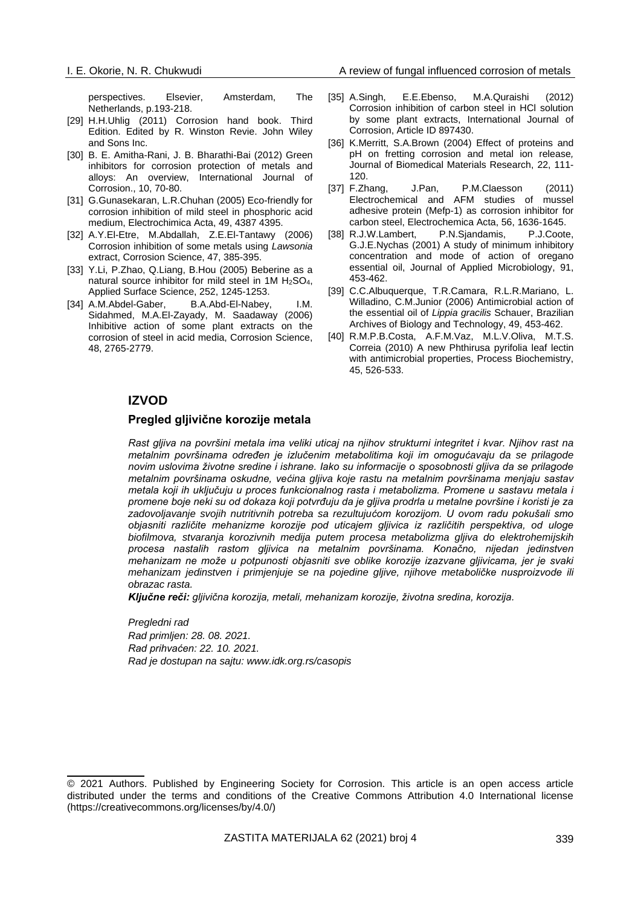perspectives. Elsevier, Amsterdam, The Netherlands, p.193-218.

[29] H.H.Uhlig (2011) Corrosion hand book. Third Edition. Edited by R. Winston Revie. John Wiley and Sons Inc.

[30] B. E. Amitha-Rani, J. B. Bharathi-Bai (2012) Green inhibitors for corrosion protection of metals and alloys: An overview, International Journal of Corrosion., 10, 70-80.

[31] G.Gunasekaran, L.R.Chuhan (2005) Eco-friendly for corrosion inhibition of mild steel in phosphoric acid medium, Electrochimica Acta, 49, 4387 4395.

[32] A.Y.El-Etre, M.Abdallah, Z.E.El-Tantawy (2006) Corrosion inhibition of some metals using *Lawsonia* extract, Corrosion Science, 47, 385-395.

[33] Y.Li, P.Zhao, Q.Liang, B.Hou (2005) Beberine as a natural source inhibitor for mild steel in 1M $H_2SO_4$, Applied Surface Science, 252, 1245-1253.

[34] A.M.Abdel-Gaber, B.A.Abd-El-Nabey, I.M. Sidahmed, M.A.El-Zayady, M. Saadaway (2006) Inhibitive action of some plant extracts on the corrosion of steel in acid media, Corrosion Science, 48, 2765-2779.

[35] A.Singh, E.E.Ebenso, M.A.Quraishi (2012) Corrosion inhibition of carbon steel in HCl solution by some plant extracts, International Journal of Corrosion, Article ID 897430.

[36] K.Merritt, S.A.Brown (2004) Effect of proteins and pH on fretting corrosion and metal ion release, Journal of Biomedical Materials Research, 22, 111-120.

[37] F.Zhang, J.Pan, P.M.Claesson (2011) Electrochemical and AFM studies of mussel adhesive protein (Mefp-1) as corrosion inhibitor for carbon steel, Electrochemica Acta, 56, 1636-1645.

[38] R.J.W.Lambert, P.N.Sjandamis, P.J.Coote, G.J.E.Nychas (2001) A study of minimum inhibitory concentration and mode of action of oregano essential oil, Journal of Applied Microbiology, 91, 453-462.

[39] C.C.Albuquerque, T.R.Camara, R.L.R.Mariano, L. Willadino, C.M.Junior (2006) Antimicrobial action of the essential oil of *Lippia gracilis* Schauer, Brazilian Archives of Biology and Technology, 49, 453-462.

[40] R.M.P.B.Costa, A.F.M.Vaz, M.L.V.Oliva, M.T.S. Correia (2010) A new Phthirusa pyrifolia leaf lectin with antimicrobial properties, Process Biochemistry, 45, 526-533.

## IZVOD

### Pregled gljivične korozije metala

*Rast gljiva na površini metala ima veliki uticaj na njihov strukturni integritet i kvar. Njihov rast na metalnim površinama određen je izlučenim metabolitima koji im omogućavaju da se prilagode novim uslovima životne sredine i ishrane. Iako su informacije o sposobnosti gljiva da se prilagode metalnim površinama oskudne, većina gljiva koje rastu na metalnim površinama menjaju sastav metala koji ih uključuju u proces funkcionalnog rasta i metabolizma. Promene u sastavu metala i promene boje neki su od dokaza koji potvrđuju da je gljiva prodrla u metalne površine i koristi je za zadovoljavanje svojih nutritivnih potreba sa rezultujućom korozijom. U ovom radu pokušali smo objasniti različite mehanizme korozije pod uticajem gljivica iz različitih perspektiva, od uloge biofilmova, stvaranja korozivnih medija putem procesa metabolizma gljiva do elektrohemijskih procesa nastalih rastom gljivica na metalnim površinama. Konačno, nijedan jedinstven mehanizam ne može u potpunosti objasniti sve oblike korozije izazvane gljivicama, jer je svaki mehanizam jedinstven i primjenjuje se na pojedine gljive, njihove metaboličke nusproizvode ili obrazac rasta.*

***Ključne reči:*** *gljivična korozija, metali, mehanizam korozije, životna sredina, korozija.*

*Pregledni rad*
*Rad primljen: 28. 08. 2021.*
*Rad prihvaćen: 22. 10. 2021.*
*Rad je dostupan na sajtu: www.idk.org.rs/casopis*

© 2021 Authors. Published by Engineering Society for Corrosion. This article is an open access article distributed under the terms and conditions of the Creative Commons Attribution 4.0 International license (https://creativecommons.org/licenses/by/4.0/)